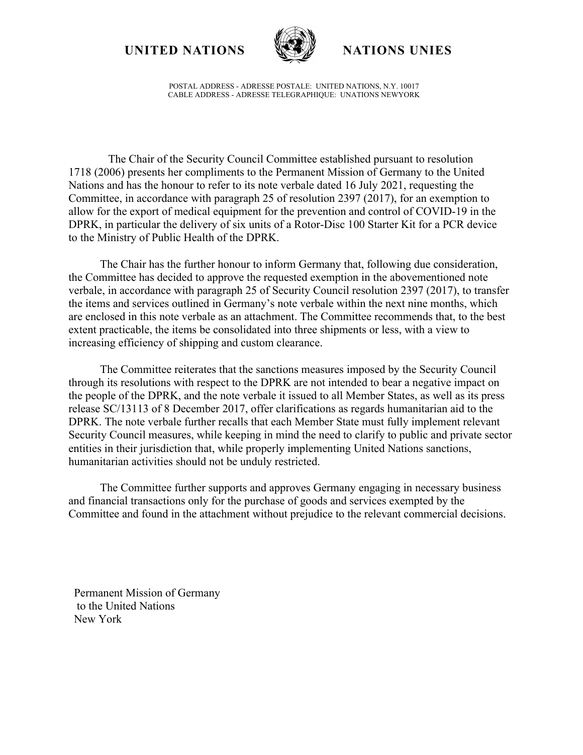**UNITED NATIONS** **NATIONS UNIES**

POSTAL ADDRESS - ADRESSE POSTALE: UNITED NATIONS, N.Y. 10017
CABLE ADDRESS - ADRESSE TELEGRAPHIQUE: UNATIONS NEWYORK

The Chair of the Security Council Committee established pursuant to resolution 1718 (2006) presents her compliments to the Permanent Mission of Germany to the United Nations and has the honour to refer to its note verbale dated 16 July 2021, requesting the Committee, in accordance with paragraph 25 of resolution 2397 (2017), for an exemption to allow for the export of medical equipment for the prevention and control of COVID-19 in the DPRK, in particular the delivery of six units of a Rotor-Disc 100 Starter Kit for a PCR device to the Ministry of Public Health of the DPRK.

The Chair has the further honour to inform Germany that, following due consideration, the Committee has decided to approve the requested exemption in the abovementioned note verbale, in accordance with paragraph 25 of Security Council resolution 2397 (2017), to transfer the items and services outlined in Germany's note verbale within the next nine months, which are enclosed in this note verbale as an attachment. The Committee recommends that, to the best extent practicable, the items be consolidated into three shipments or less, with a view to increasing efficiency of shipping and custom clearance.

The Committee reiterates that the sanctions measures imposed by the Security Council through its resolutions with respect to the DPRK are not intended to bear a negative impact on the people of the DPRK, and the note verbale it issued to all Member States, as well as its press release SC/13113 of 8 December 2017, offer clarifications as regards humanitarian aid to the DPRK. The note verbale further recalls that each Member State must fully implement relevant Security Council measures, while keeping in mind the need to clarify to public and private sector entities in their jurisdiction that, while properly implementing United Nations sanctions, humanitarian activities should not be unduly restricted.

The Committee further supports and approves Germany engaging in necessary business and financial transactions only for the purchase of goods and services exempted by the Committee and found in the attachment without prejudice to the relevant commercial decisions.

Permanent Mission of Germany
to the United Nations
New York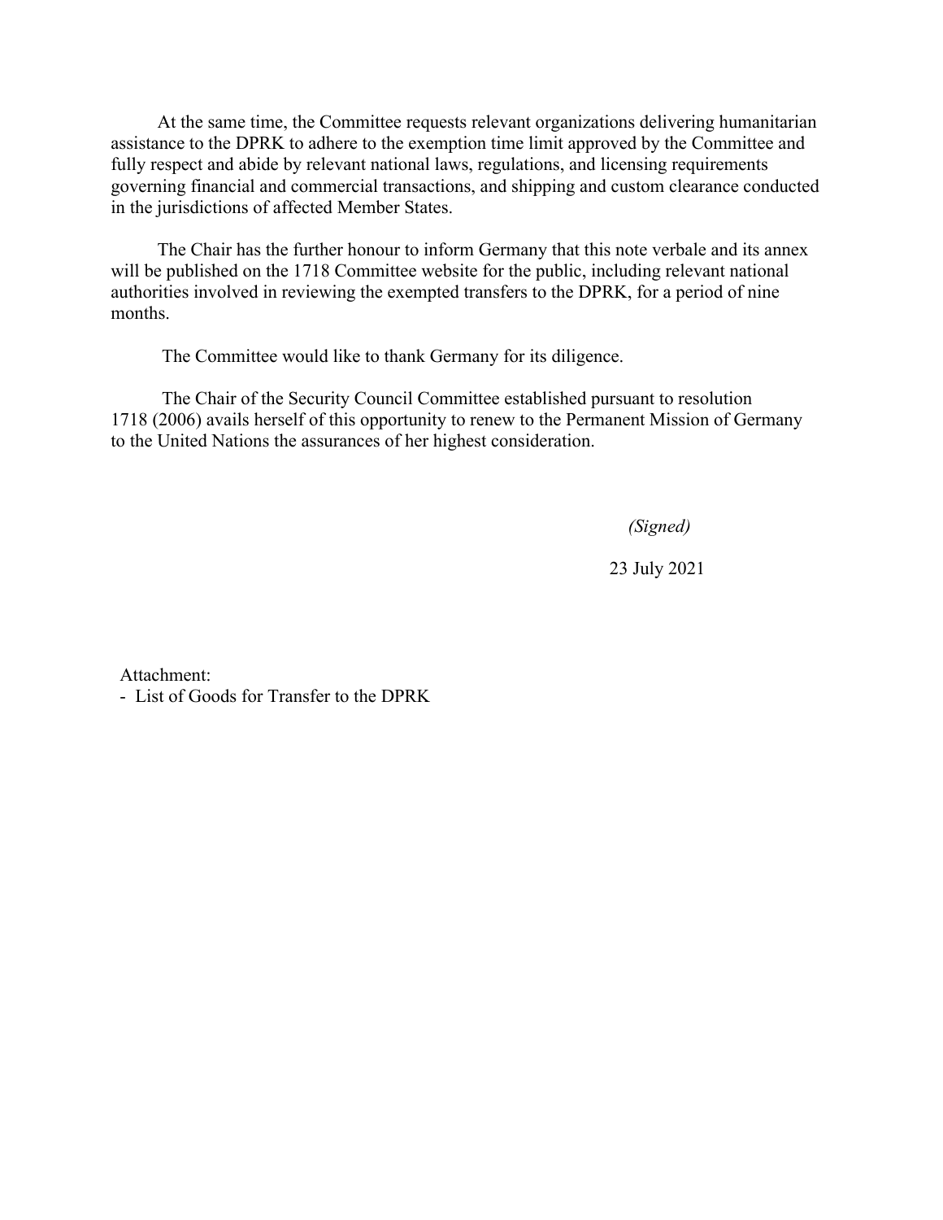At the same time, the Committee requests relevant organizations delivering humanitarian assistance to the DPRK to adhere to the exemption time limit approved by the Committee and fully respect and abide by relevant national laws, regulations, and licensing requirements governing financial and commercial transactions, and shipping and custom clearance conducted in the jurisdictions of affected Member States.

The Chair has the further honour to inform Germany that this note verbale and its annex will be published on the 1718 Committee website for the public, including relevant national authorities involved in reviewing the exempted transfers to the DPRK, for a period of nine months.

The Committee would like to thank Germany for its diligence.

The Chair of the Security Council Committee established pursuant to resolution 1718 (2006) avails herself of this opportunity to renew to the Permanent Mission of Germany to the United Nations the assurances of her highest consideration.

*(Signed)*

23 July 2021

Attachment:
- List of Goods for Transfer to the DPRK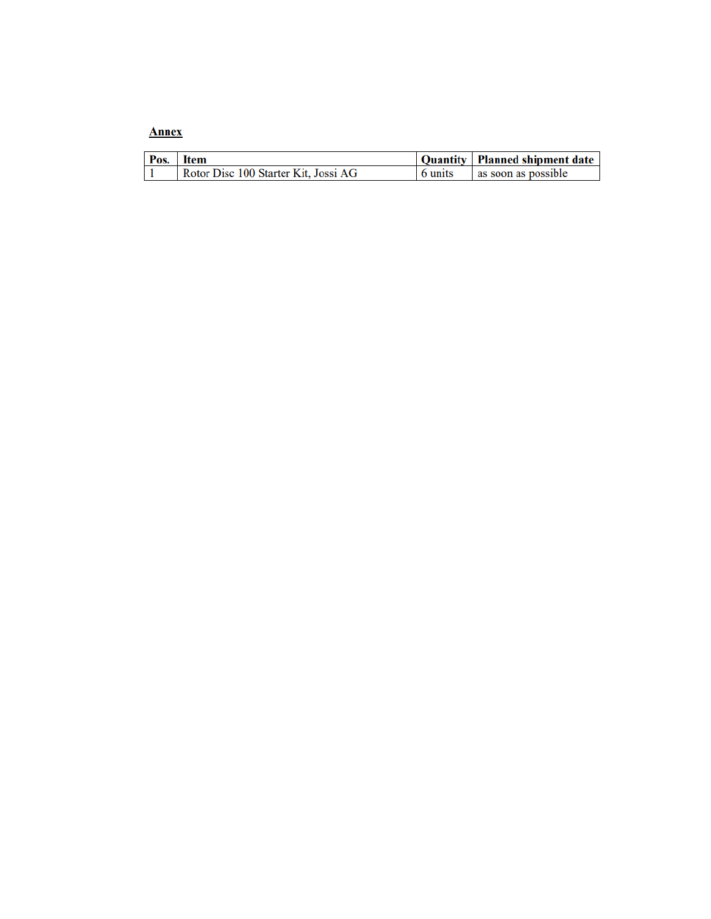**Annex**

| Pos. | Item | Quantity | Planned shipment date |
|---|---|---|---|
| 1 | Rotor Disc 100 Starter Kit, Jossi AG | 6 units | as soon as possible |